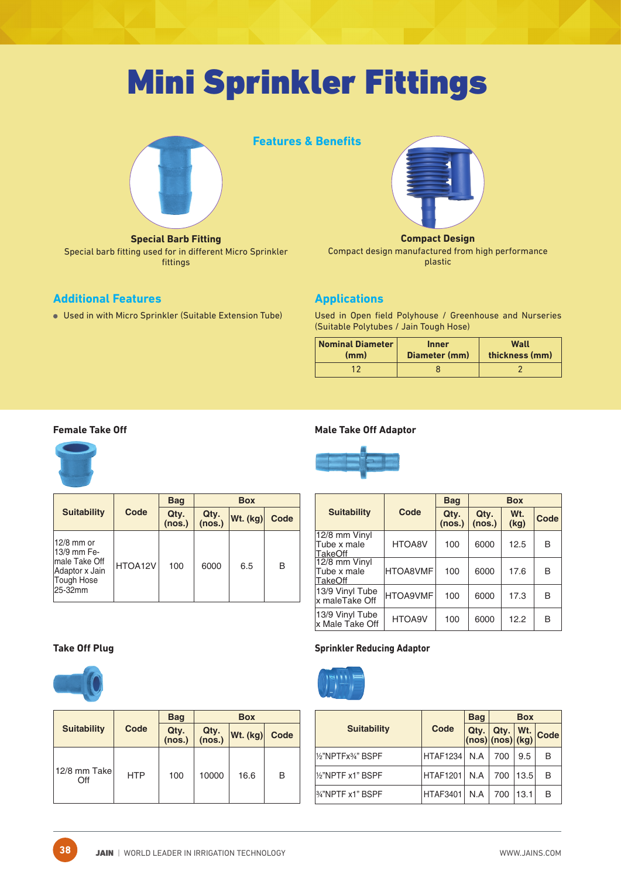# Mini Sprinkler Fittings

## Features & Benefits

**Special Barb Fitting**

Special barb fitting used for in different Micro Sprinkler fittings

**Compact Design**

Compact design manufactured from high performance plastic

## Additional Features

- Used in with Micro Sprinkler (Suitable Extension Tube)

## Applications

Used in Open field Polyhouse / Greenhouse and Nurseries (Suitable Polytubes / Jain Tough Hose)

| Nominal Diameter (mm) | Inner Diameter (mm) | Wall thickness (mm) |
|---|---|---|
| 12 | 8 | 2 |

### Female Take Off

| Suitability | Code | Bag | Box | | |
|---|---|---|---|---|---|
| | | Qty. (nos.) | Qty. (nos.) | Wt. (kg) | Code |
| 12/8 mm or 13/9 mm Female Take Off Adaptor x Jain Tough Hose 25-32mm | HTOA12V | 100 | 6000 | 6.5 | B |

### Male Take Off Adaptor

| Suitability | Code | Bag | Box | | |
|---|---|---|---|---|---|
| | | Qty. (nos.) | Qty. (nos.) | Wt. (kg) | Code |
| 12/8 mm Vinyl Tube x male TakeOff | HTOA8V | 100 | 6000 | 12.5 | B |
| 12/8 mm Vinyl Tube x male TakeOff | HTOA8VMF | 100 | 6000 | 17.6 | B |
| 13/9 Vinyl Tube x maleTake Off | HTOA9VMF | 100 | 6000 | 17.3 | B |
| 13/9 Vinyl Tube x Male Take Off | HTOA9V | 100 | 6000 | 12.2 | B |

### Take Off Plug

| Suitability | Code | Bag | Box | | |
|---|---|---|---|---|---|
| | | Qty. (nos.) | Qty. (nos.) | Wt. (kg) | Code |
| 12/8 mm Take Off | HTP | 100 | 10000 | 16.6 | B |

### Sprinkler Reducing Adaptor

| Suitability | Code | Bag | Box | | |
|---|---|---|---|---|---|
| | | Qty. (nos) | Qty. (nos) | Wt. (kg) | Code |
| ½"NPTFx¾" BSPF | HTAF1234 | N.A | 700 | 9.5 | B |
| ½"NPTF x1" BSPF | HTAF1201 | N.A | 700 | 13.5 | B |
| ¾"NPTF x1" BSPF | HTAF3401 | N.A | 700 | 13.1 | B |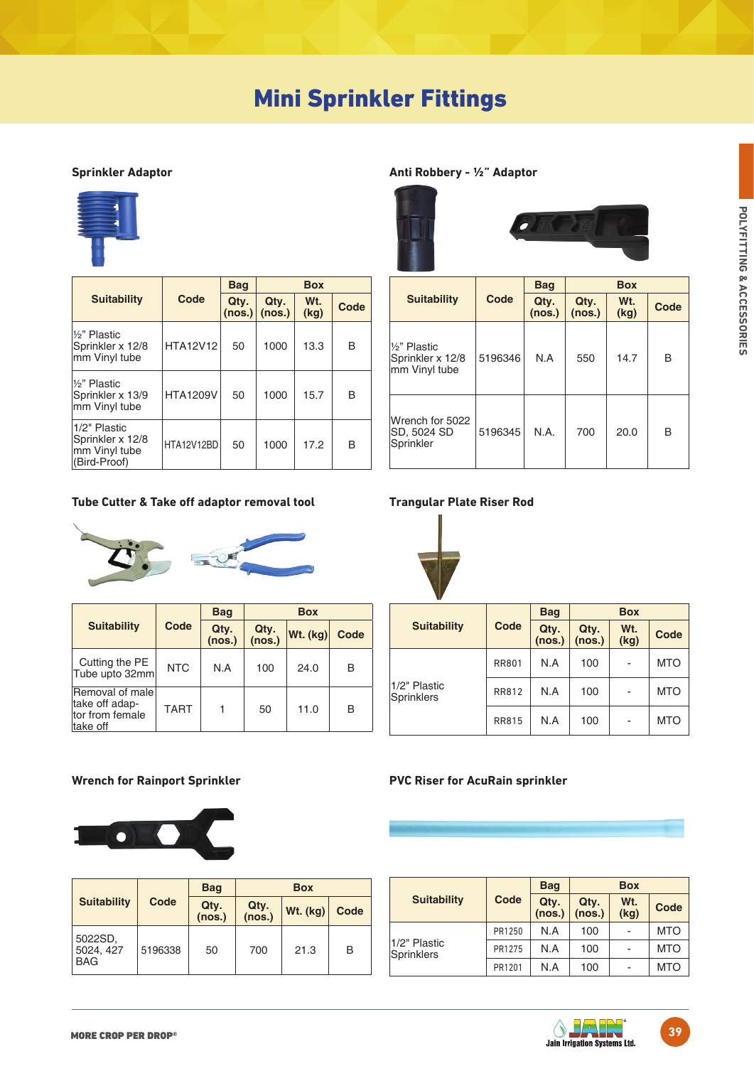# Mini Sprinkler Fittings

### Sprinkler Adaptor

| Suitability | Code | Bag | Box | | |
|---|---|---|---|---|---|
| | | Qty. (nos.) | Qty. (nos.) | Wt. (kg) | Code |
| ½" Plastic Sprinkler x 12/8 mm Vinyl tube | HTA12V12 | 50 | 1000 | 13.3 | B |
| ½" Plastic Sprinkler x 13/9 mm Vinyl tube | HTA1209V | 50 | 1000 | 15.7 | B |
| 1/2" Plastic Sprinkler x 12/8 mm Vinyl tube (Bird-Proof) | HTA12V12BD | 50 | 1000 | 17.2 | B |

### Anti Robbery - ½" Adaptor

| Suitability | Code | Bag | Box | | |
|---|---|---|---|---|---|
| | | Qty. (nos.) | Qty. (nos.) | Wt. (kg) | Code |
| ½" Plastic Sprinkler x 12/8 mm Vinyl tube | 5196346 | N.A | 550 | 14.7 | B |
| Wrench for 5022 SD, 5024 SD Sprinkler | 5196345 | N.A. | 700 | 20.0 | B |

### Tube Cutter & Take off adaptor removal tool

| Suitability | Code | Bag | Box | | |
|---|---|---|---|---|---|
| | | Qty. (nos.) | Qty. (nos.) | Wt. (kg) | Code |
| Cutting the PE Tube upto 32mm | NTC | N.A | 100 | 24.0 | B |
| Removal of male take off adaptor from female take off | TART | 1 | 50 | 11.0 | B |

### Trangular Plate Riser Rod

| Suitability | Code | Bag | Box | | |
|---|---|---|---|---|---|
| | | Qty. (nos.) | Qty. (nos.) | Wt. (kg) | Code |
| 1/2" Plastic Sprinklers | RR801 | N.A | 100 | - | MTO |
| | RR812 | N.A | 100 | - | MTO |
| | RR815 | N.A | 100 | - | MTO |

### Wrench for Rainport Sprinkler

| Suitability | Code | Bag | Box | | |
|---|---|---|---|---|---|
| | | Qty. (nos.) | Qty. (nos.) | Wt. (kg) | Code |
| 5022SD, 5024, 427 BAG | 5196338 | 50 | 700 | 21.3 | B |

### PVC Riser for AcuRain sprinkler

| Suitability | Code | Bag | Box | | |
|---|---|---|---|---|---|
| | | Qty. (nos.) | Qty. (nos.) | Wt. (kg) | Code |
| 1/2" Plastic Sprinklers | PR1250 | N.A | 100 | - | MTO |
| | PR1275 | N.A | 100 | - | MTO |
| | PR1201 | N.A | 100 | - | MTO |